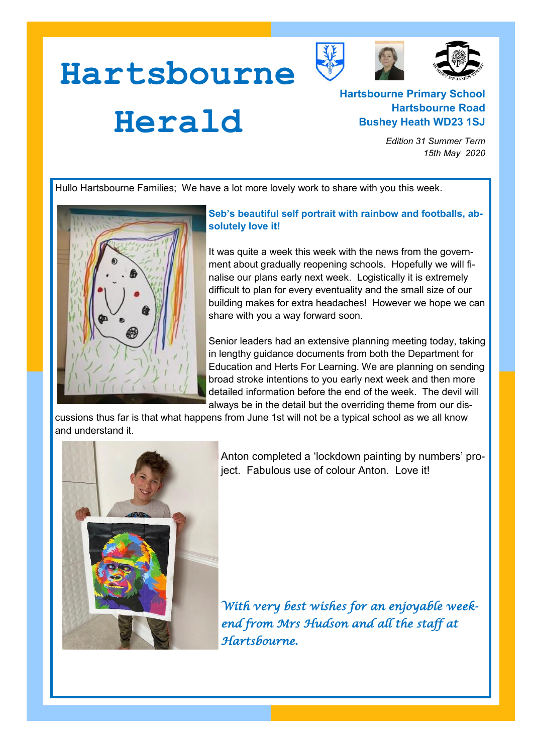# Hartsbourne Herald

**Hartsbourne Primary School**
**Hartsbourne Road**
**Bushey Heath WD23 1SJ**

*Edition 31 Summer Term*
*15th May 2020*

Hullo Hartsbourne Families; We have a lot more lovely work to share with you this week.

**Seb's beautiful self portrait with rainbow and footballs, absolutely love it!**

It was quite a week this week with the news from the government about gradually reopening schools. Hopefully we will finalise our plans early next week. Logistically it is extremely difficult to plan for every eventuality and the small size of our building makes for extra headaches! However we hope we can share with you a way forward soon.

Senior leaders had an extensive planning meeting today, taking in lengthy guidance documents from both the Department for Education and Herts For Learning. We are planning on sending broad stroke intentions to you early next week and then more detailed information before the end of the week. The devil will always be in the detail but the overriding theme from our discussions thus far is that what happens from June 1st will not be a typical school as we all know and understand it.

Anton completed a 'lockdown painting by numbers' project. Fabulous use of colour Anton. Love it!

*With very best wishes for an enjoyable weekend from Mrs Hudson and all the staff at Hartsbourne.*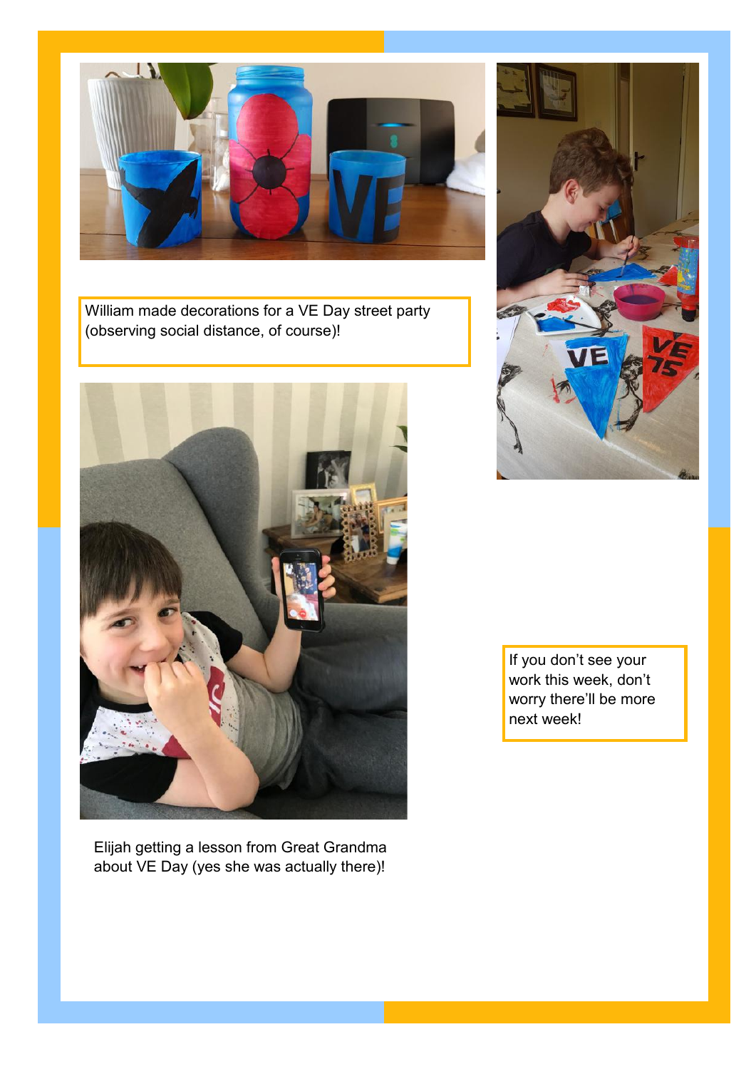William made decorations for a VE Day street party (observing social distance, of course)!

Elijah getting a lesson from Great Grandma about VE Day (yes she was actually there)!

If you don't see your work this week, don't worry there'll be more next week!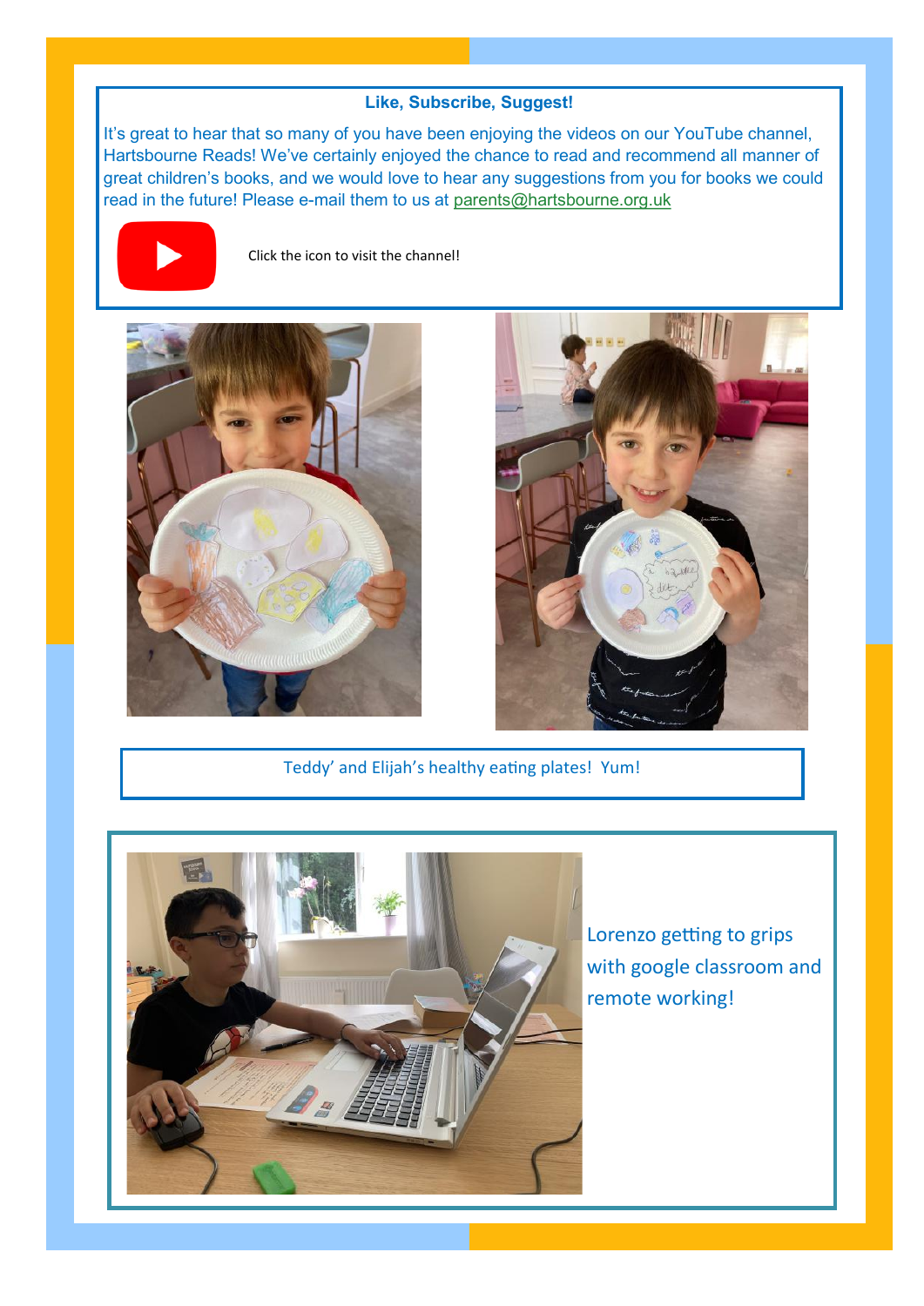### Like, Subscribe, Suggest!

It's great to hear that so many of you have been enjoying the videos on our YouTube channel, Hartsbourne Reads! We've certainly enjoyed the chance to read and recommend all manner of great children's books, and we would love to hear any suggestions from you for books we could read in the future! Please e-mail them to us at parents@hartsbourne.org.uk

Click the icon to visit the channel!

Teddy' and Elijah's healthy eating plates! Yum!

Lorenzo getting to grips with google classroom and remote working!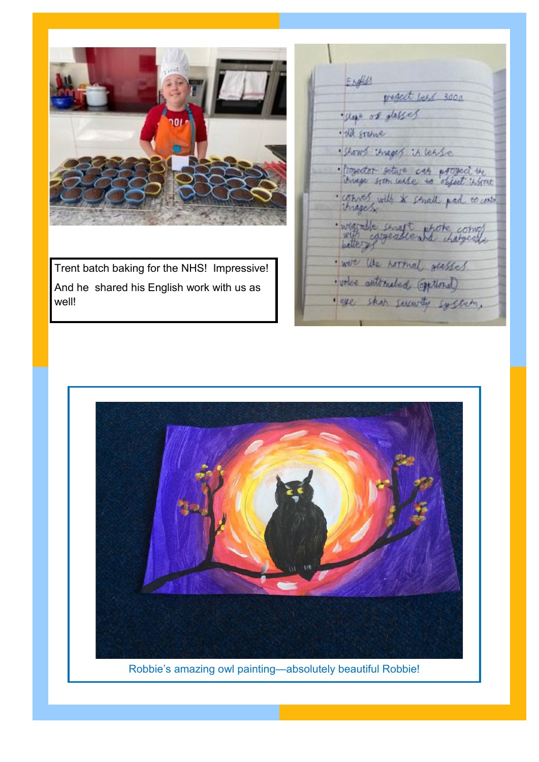Trent batch baking for the NHS! Impressive!

And he shared his English work with us as well!

Robbie's amazing owl painting—absolutely beautiful Robbie!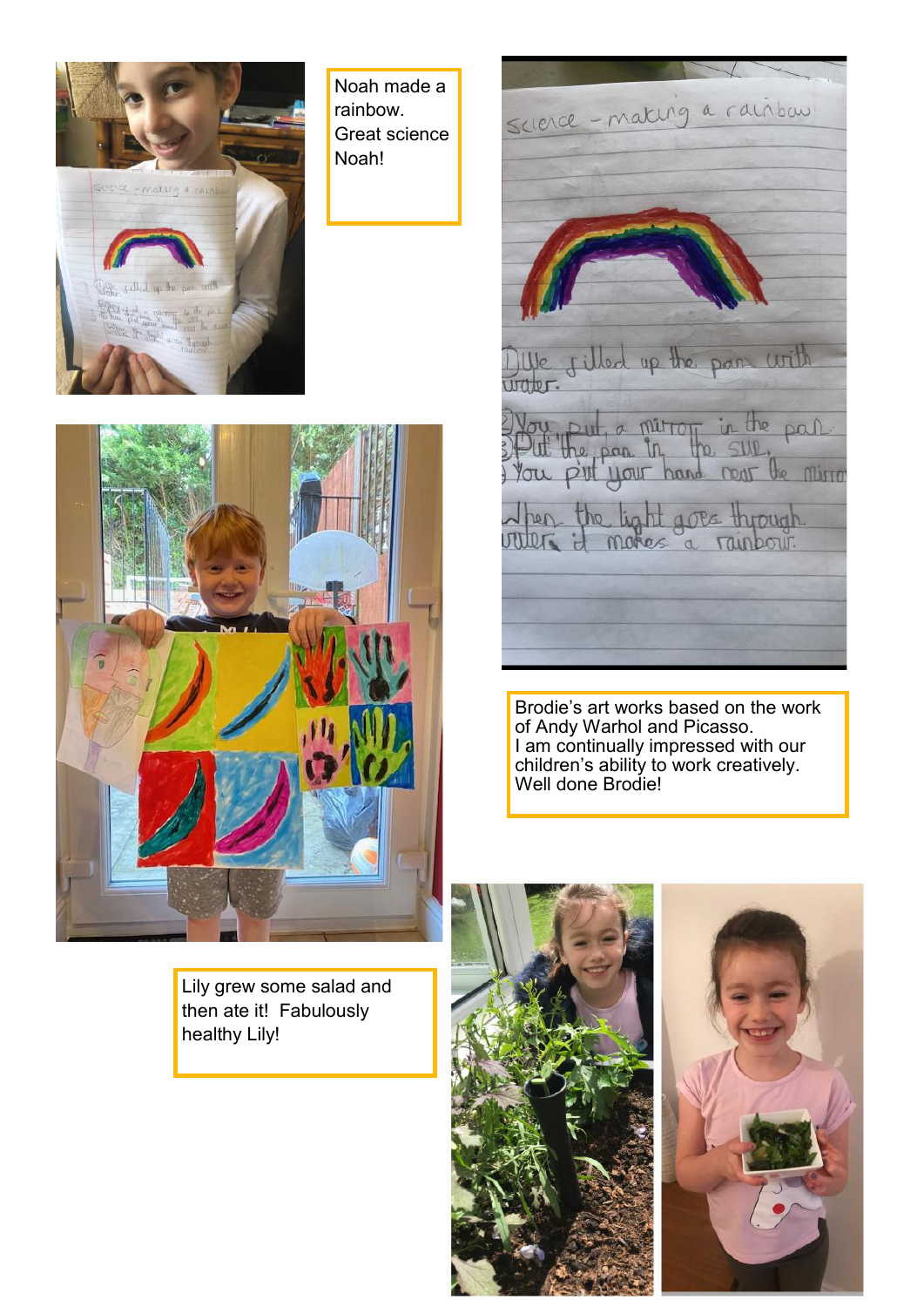Noah made a rainbow. Great science Noah!

Brodie's art works based on the work of Andy Warhol and Picasso.
I am continually impressed with our children's ability to work creatively.
Well done Brodie!

Lily grew some salad and then ate it! Fabulously healthy Lily!